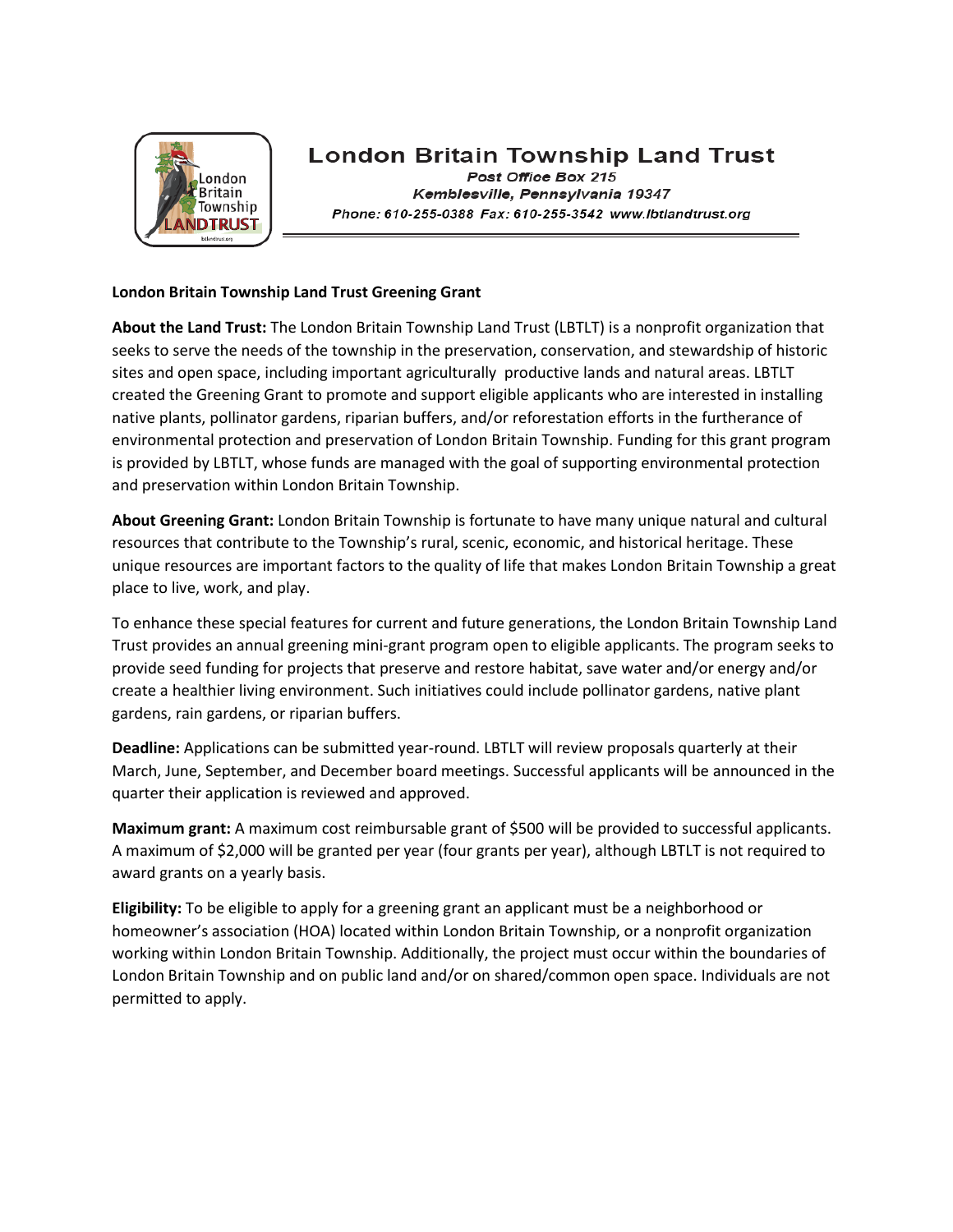# London Britain Township Land Trust

*Post Office Box 215*
*Kemblesville, Pennsylvania 19347*
*Phone: 610-255-0388 Fax: 610-255-3542 www.lbtlandtrust.org*

---

**London Britain Township Land Trust Greening Grant**

**About the Land Trust:** The London Britain Township Land Trust (LBTLT) is a nonprofit organization that seeks to serve the needs of the township in the preservation, conservation, and stewardship of historic sites and open space, including important agriculturally productive lands and natural areas. LBTLT created the Greening Grant to promote and support eligible applicants who are interested in installing native plants, pollinator gardens, riparian buffers, and/or reforestation efforts in the furtherance of environmental protection and preservation of London Britain Township. Funding for this grant program is provided by LBTLT, whose funds are managed with the goal of supporting environmental protection and preservation within London Britain Township.

**About Greening Grant:** London Britain Township is fortunate to have many unique natural and cultural resources that contribute to the Township's rural, scenic, economic, and historical heritage. These unique resources are important factors to the quality of life that makes London Britain Township a great place to live, work, and play.

To enhance these special features for current and future generations, the London Britain Township Land Trust provides an annual greening mini-grant program open to eligible applicants. The program seeks to provide seed funding for projects that preserve and restore habitat, save water and/or energy and/or create a healthier living environment. Such initiatives could include pollinator gardens, native plant gardens, rain gardens, or riparian buffers.

**Deadline:** Applications can be submitted year-round. LBTLT will review proposals quarterly at their March, June, September, and December board meetings. Successful applicants will be announced in the quarter their application is reviewed and approved.

**Maximum grant:** A maximum cost reimbursable grant of $500 will be provided to successful applicants. A maximum of $2,000 will be granted per year (four grants per year), although LBTLT is not required to award grants on a yearly basis.

**Eligibility:** To be eligible to apply for a greening grant an applicant must be a neighborhood or homeowner's association (HOA) located within London Britain Township, or a nonprofit organization working within London Britain Township. Additionally, the project must occur within the boundaries of London Britain Township and on public land and/or on shared/common open space. Individuals are not permitted to apply.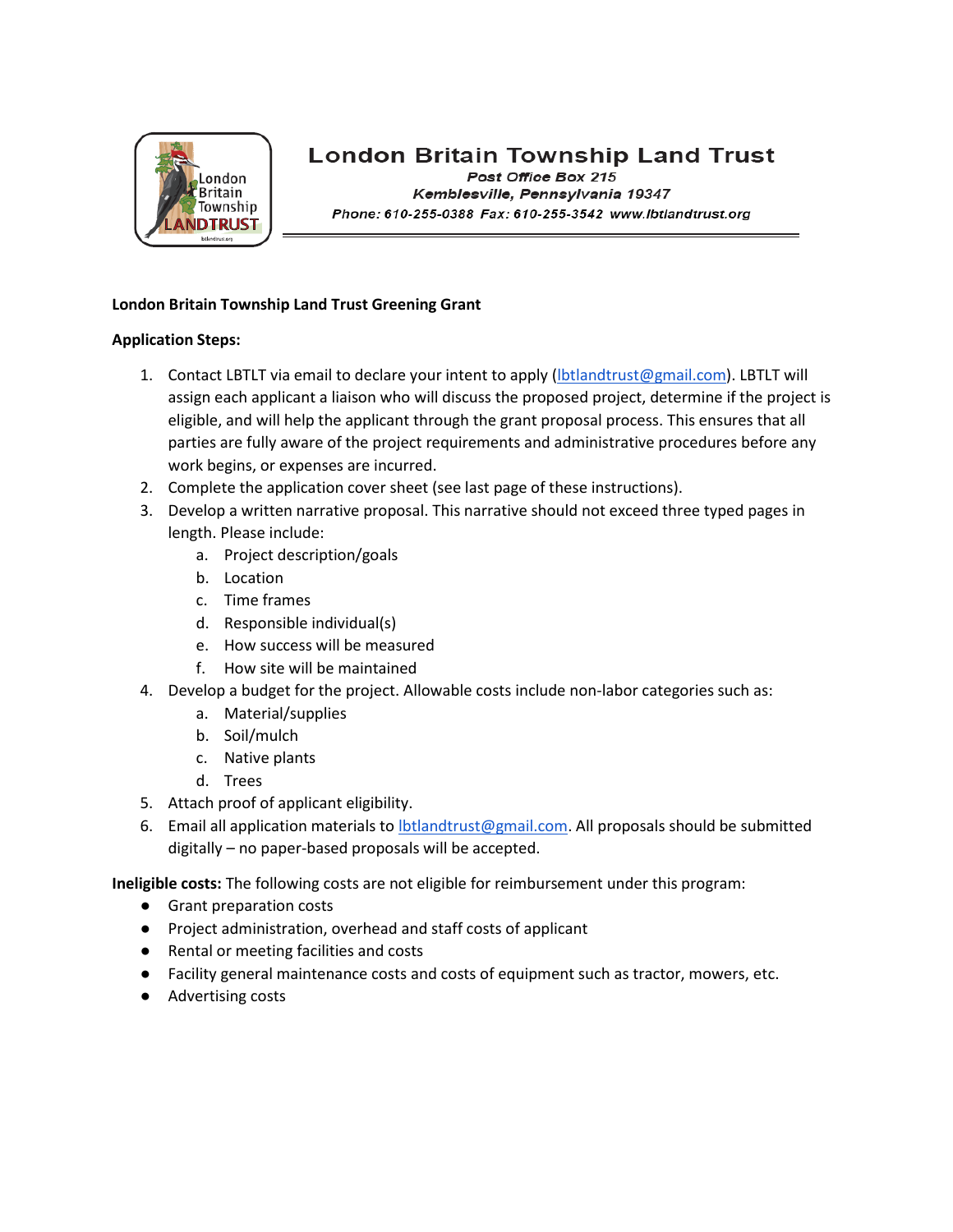# London Britain Township Land Trust

*Post Office Box 215*
*Kemblesville, Pennsylvania 19347*
*Phone: 610-255-0388 Fax: 610-255-3542 www.lbtlandtrust.org*

**London Britain Township Land Trust Greening Grant**

**Application Steps:**

1. Contact LBTLT via email to declare your intent to apply (lbtlandtrust@gmail.com). LBTLT will assign each applicant a liaison who will discuss the proposed project, determine if the project is eligible, and will help the applicant through the grant proposal process. This ensures that all parties are fully aware of the project requirements and administrative procedures before any work begins, or expenses are incurred.
2. Complete the application cover sheet (see last page of these instructions).
3. Develop a written narrative proposal. This narrative should not exceed three typed pages in length. Please include:
   a. Project description/goals
   b. Location
   c. Time frames
   d. Responsible individual(s)
   e. How success will be measured
   f. How site will be maintained
4. Develop a budget for the project. Allowable costs include non-labor categories such as:
   a. Material/supplies
   b. Soil/mulch
   c. Native plants
   d. Trees
5. Attach proof of applicant eligibility.
6. Email all application materials to lbtlandtrust@gmail.com. All proposals should be submitted digitally – no paper-based proposals will be accepted.

**Ineligible costs:** The following costs are not eligible for reimbursement under this program:

- Grant preparation costs
- Project administration, overhead and staff costs of applicant
- Rental or meeting facilities and costs
- Facility general maintenance costs and costs of equipment such as tractor, mowers, etc.
- Advertising costs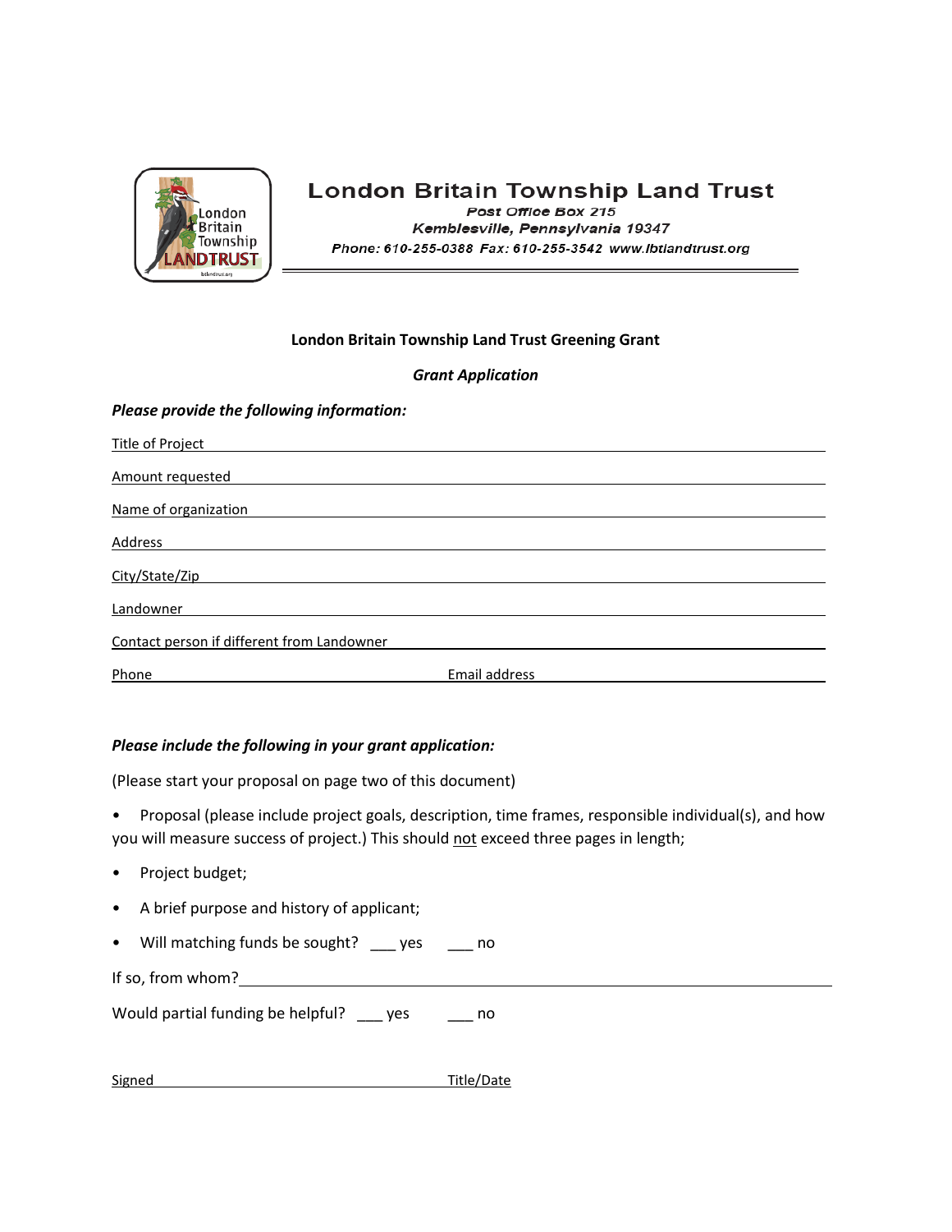# London Britain Township Land Trust

Post Office Box 215
Kemblesville, Pennsylvania 19347
Phone: 610-255-0388 Fax: 610-255-3542 www.lbtlandtrust.org

---

## London Britain Township Land Trust Greening Grant

### *Grant Application*

***Please provide the following information:***

Title of Project \_\_\_\_\_\_\_\_\_\_\_\_\_\_\_\_\_\_\_\_\_\_\_\_\_\_\_\_\_\_\_\_\_\_\_\_\_\_\_\_

Amount requested \_\_\_\_\_\_\_\_\_\_\_\_\_\_\_\_\_\_\_\_\_\_\_\_\_\_\_\_\_\_\_\_\_\_\_\_\_\_\_\_

Name of organization \_\_\_\_\_\_\_\_\_\_\_\_\_\_\_\_\_\_\_\_\_\_\_\_\_\_\_\_\_\_\_\_\_\_\_\_\_\_\_\_

Address \_\_\_\_\_\_\_\_\_\_\_\_\_\_\_\_\_\_\_\_\_\_\_\_\_\_\_\_\_\_\_\_\_\_\_\_\_\_\_\_

City/State/Zip \_\_\_\_\_\_\_\_\_\_\_\_\_\_\_\_\_\_\_\_\_\_\_\_\_\_\_\_\_\_\_\_\_\_\_\_\_\_\_\_

Landowner \_\_\_\_\_\_\_\_\_\_\_\_\_\_\_\_\_\_\_\_\_\_\_\_\_\_\_\_\_\_\_\_\_\_\_\_\_\_\_\_

Contact person if different from Landowner \_\_\_\_\_\_\_\_\_\_\_\_\_\_\_\_\_\_\_\_\_\_\_\_\_\_\_\_\_\_\_\_\_\_\_\_\_\_\_\_

Phone \_\_\_\_\_\_\_\_\_\_\_\_\_\_\_\_\_\_\_\_ Email address \_\_\_\_\_\_\_\_\_\_\_\_\_\_\_\_\_\_\_\_

***Please include the following in your grant application:***

(Please start your proposal on page two of this document)

- Proposal (please include project goals, description, time frames, responsible individual(s), and how you will measure success of project.) This should <u>not</u> exceed three pages in length;
- Project budget;
- A brief purpose and history of applicant;
- Will matching funds be sought? \_\_\_ yes \_\_\_ no

If so, from whom? \_\_\_\_\_\_\_\_\_\_\_\_\_\_\_\_\_\_\_\_\_\_\_\_\_\_\_\_\_\_\_\_\_\_\_\_\_\_\_\_

Would partial funding be helpful? \_\_\_ yes \_\_\_ no

Signed \_\_\_\_\_\_\_\_\_\_\_\_\_\_\_\_\_\_\_\_ Title/Date